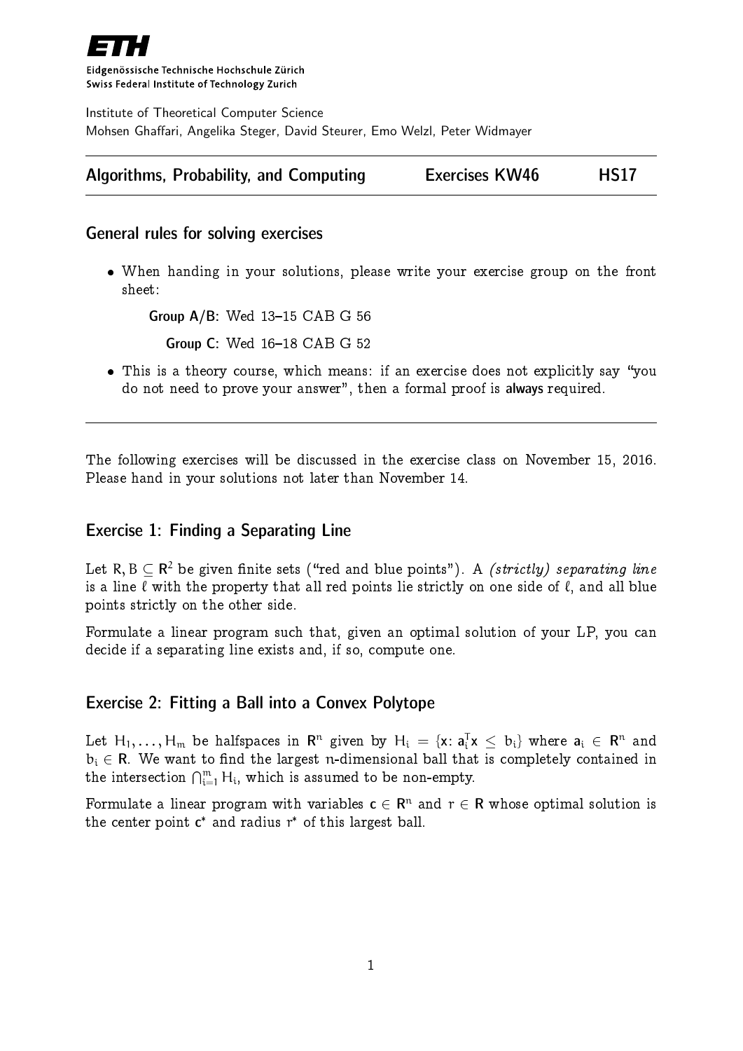Eidgenössische Technische Hochschule Zürich
Swiss Federal Institute of Technology Zurich

Institute of Theoretical Computer Science
Mohsen Ghaffari, Angelika Steger, David Steurer, Emo Welzl, Peter Widmayer

**Algorithms, Probability, and Computing** | **Exercises KW46** | **HS17**

## General rules for solving exercises

- When handing in your solutions, please write your exercise group on the front sheet:

  **Group A/B:** Wed 13–15 CAB G 56

  **Group C:** Wed 16–18 CAB G 52

- This is a theory course, which means: if an exercise does not explicitly say "you do not need to prove your answer", then a formal proof is **always** required.

---

The following exercises will be discussed in the exercise class on November 15, 2016. Please hand in your solutions not later than November 14.

## Exercise 1: Finding a Separating Line

Let $R, B \subseteq \mathbb{R}^2$ be given finite sets ("red and blue points"). A *(strictly) separating line* is a line $\ell$ with the property that all red points lie strictly on one side of $\ell$, and all blue points strictly on the other side.

Formulate a linear program such that, given an optimal solution of your LP, you can decide if a separating line exists and, if so, compute one.

## Exercise 2: Fitting a Ball into a Convex Polytope

Let $H_1, \ldots, H_m$ be halfspaces in $\mathbb{R}^n$ given by $H_i = \{x \colon a_i^T x \leq b_i\}$ where $a_i \in \mathbb{R}^n$ and $b_i \in \mathbb{R}$. We want to find the largest $n$-dimensional ball that is completely contained in the intersection $\bigcap_{i=1}^m H_i$, which is assumed to be non-empty.

Formulate a linear program with variables $c \in \mathbb{R}^n$ and $r \in \mathbb{R}$ whose optimal solution is the center point $c^*$ and radius $r^*$ of this largest ball.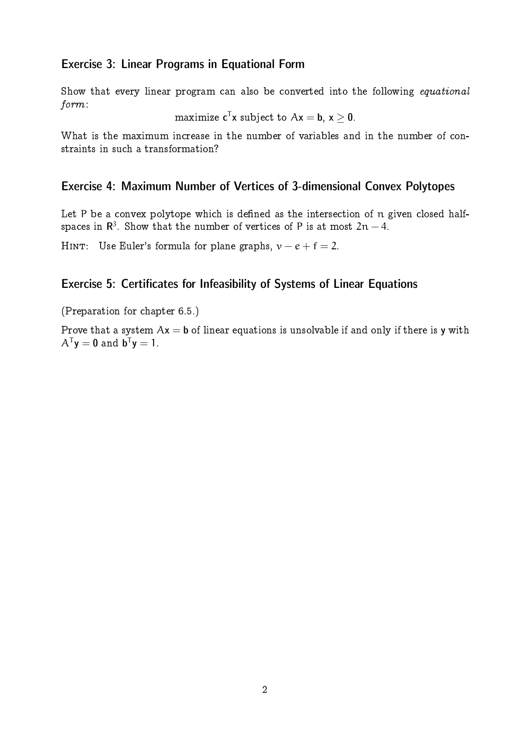## Exercise 3: Linear Programs in Equational Form

Show that every linear program can also be converted into the following *equational form*:

$$\text{maximize } \mathbf{c}^T\mathbf{x} \text{ subject to } A\mathbf{x} = \mathbf{b},\ \mathbf{x} \geq \mathbf{0}.$$

What is the maximum increase in the number of variables and in the number of constraints in such a transformation?

## Exercise 4: Maximum Number of Vertices of 3-dimensional Convex Polytopes

Let $P$ be a convex polytope which is defined as the intersection of $n$ given closed half-spaces in $\mathbf{R}^3$. Show that the number of vertices of $P$ is at most $2n - 4$.

Hint: Use Euler's formula for plane graphs, $v - e + f = 2$.

## Exercise 5: Certificates for Infeasibility of Systems of Linear Equations

(Preparation for chapter 6.5.)

Prove that a system $A\mathbf{x} = \mathbf{b}$ of linear equations is unsolvable if and only if there is $\mathbf{y}$ with $A^T\mathbf{y} = \mathbf{0}$ and $\mathbf{b}^T\mathbf{y} = 1$.